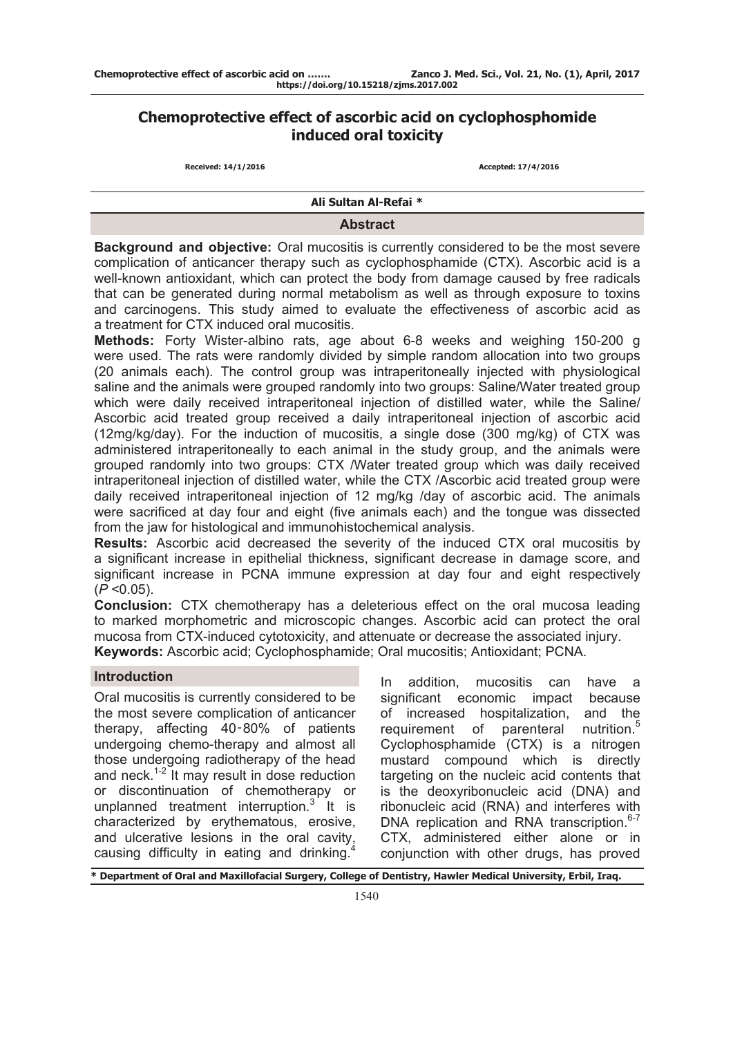# Chemoprotective effect of ascorbic acid on cyclophosphomide induced oral toxicity

Received: 14/1/2016 Accepted: 17/4/2016

**Ali Sultan Al-Refai \***

## Abstract

**Background and objective:** Oral mucositis is currently considered to be the most severe complication of anticancer therapy such as cyclophosphamide (CTX). Ascorbic acid is a well-known antioxidant, which can protect the body from damage caused by free radicals that can be generated during normal metabolism as well as through exposure to toxins and carcinogens. This study aimed to evaluate the effectiveness of ascorbic acid as a treatment for CTX induced oral mucositis.

**Methods:** Forty Wister-albino rats, age about 6-8 weeks and weighing 150-200 g were used. The rats were randomly divided by simple random allocation into two groups (20 animals each). The control group was intraperitoneally injected with physiological saline and the animals were grouped randomly into two groups: Saline/Water treated group which were daily received intraperitoneal injection of distilled water, while the Saline/ Ascorbic acid treated group received a daily intraperitoneal injection of ascorbic acid (12mg/kg/day). For the induction of mucositis, a single dose (300 mg/kg) of CTX was administered intraperitoneally to each animal in the study group, and the animals were grouped randomly into two groups: CTX /Water treated group which was daily received intraperitoneal injection of distilled water, while the CTX /Ascorbic acid treated group were daily received intraperitoneal injection of 12 mg/kg /day of ascorbic acid. The animals were sacrificed at day four and eight (five animals each) and the tongue was dissected from the jaw for histological and immunohistochemical analysis.

**Results:** Ascorbic acid decreased the severity of the induced CTX oral mucositis by a significant increase in epithelial thickness, significant decrease in damage score, and significant increase in PCNA immune expression at day four and eight respectively ($P < 0.05$).

**Conclusion:** CTX chemotherapy has a deleterious effect on the oral mucosa leading to marked morphometric and microscopic changes. Ascorbic acid can protect the oral mucosa from CTX-induced cytotoxicity, and attenuate or decrease the associated injury.

**Keywords:** Ascorbic acid; Cyclophosphamide; Oral mucositis; Antioxidant; PCNA.

## Introduction

Oral mucositis is currently considered to be the most severe complication of anticancer therapy, affecting 40-80% of patients undergoing chemo-therapy and almost all those undergoing radiotherapy of the head and neck.[1-2] It may result in dose reduction or discontinuation of chemotherapy or unplanned treatment interruption.[3] It is characterized by erythematous, erosive, and ulcerative lesions in the oral cavity, causing difficulty in eating and drinking.[4] In addition, mucositis can have a significant economic impact because of increased hospitalization, and the requirement of parenteral nutrition.[5] Cyclophosphamide (CTX) is a nitrogen mustard compound which is directly targeting on the nucleic acid contents that is the deoxyribonucleic acid (DNA) and ribonucleic acid (RNA) and interferes with DNA replication and RNA transcription.[6-7] CTX, administered either alone or in conjunction with other drugs, has proved

\* Department of Oral and Maxillofacial Surgery, College of Dentistry, Hawler Medical University, Erbil, Iraq.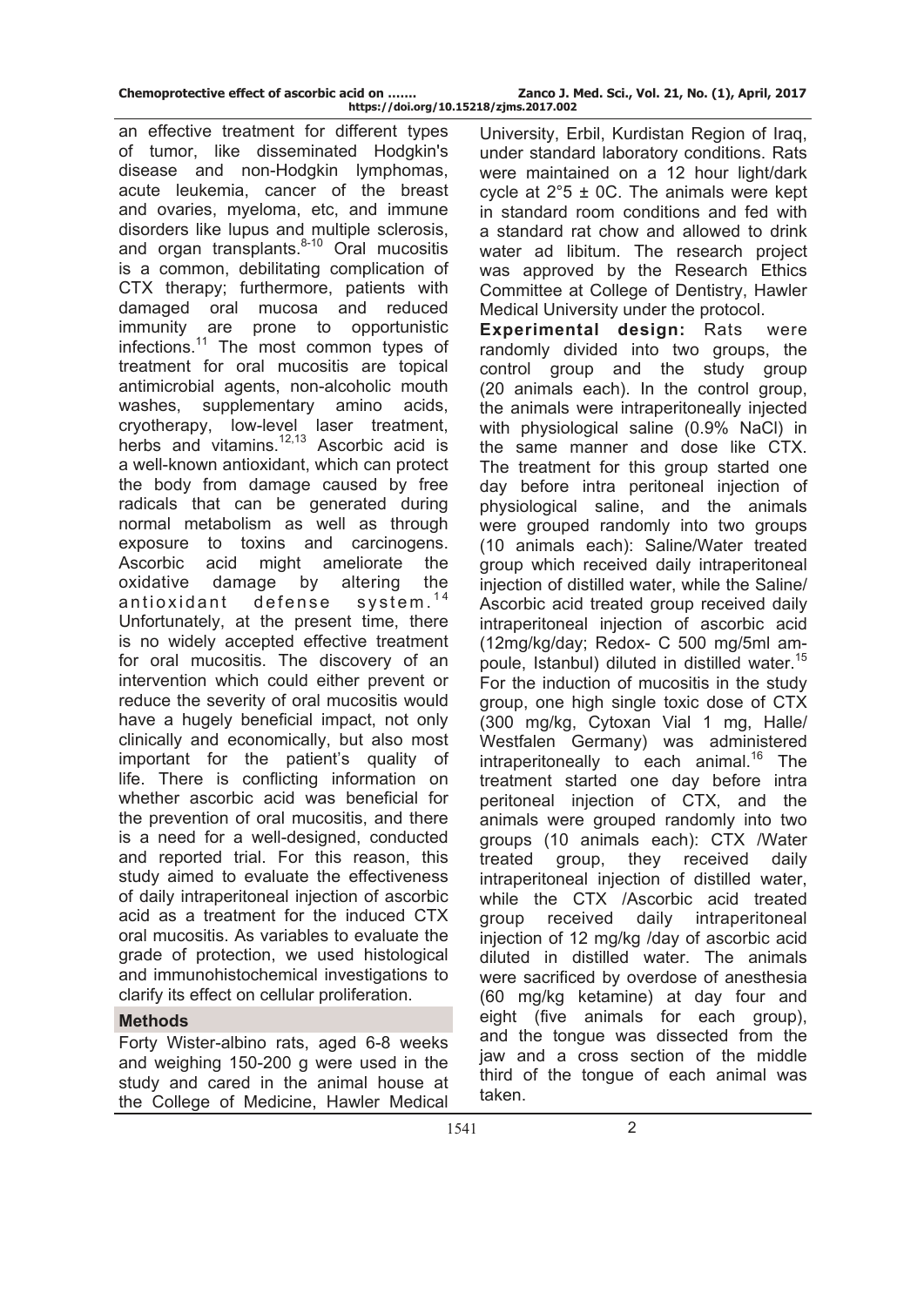an effective treatment for different types of tumor, like disseminated Hodgkin's disease and non-Hodgkin lymphomas, acute leukemia, cancer of the breast and ovaries, myeloma, etc, and immune disorders like lupus and multiple sclerosis, and organ transplants.[8-10] Oral mucositis is a common, debilitating complication of CTX therapy; furthermore, patients with damaged oral mucosa and reduced immunity are prone to opportunistic infections.[11] The most common types of treatment for oral mucositis are topical antimicrobial agents, non-alcoholic mouth washes, supplementary amino acids, cryotherapy, low-level laser treatment, herbs and vitamins.[12,13] Ascorbic acid is a well-known antioxidant, which can protect the body from damage caused by free radicals that can be generated during normal metabolism as well as through exposure to toxins and carcinogens. Ascorbic acid might ameliorate the oxidative damage by altering the antioxidant defense system.[14] Unfortunately, at the present time, there is no widely accepted effective treatment for oral mucositis. The discovery of an intervention which could either prevent or reduce the severity of oral mucositis would have a hugely beneficial impact, not only clinically and economically, but also most important for the patient's quality of life. There is conflicting information on whether ascorbic acid was beneficial for the prevention of oral mucositis, and there is a need for a well-designed, conducted and reported trial. For this reason, this study aimed to evaluate the effectiveness of daily intraperitoneal injection of ascorbic acid as a treatment for the induced CTX oral mucositis. As variables to evaluate the grade of protection, we used histological and immunohistochemical investigations to clarify its effect on cellular proliferation.

## Methods

Forty Wister-albino rats, aged 6-8 weeks and weighing 150-200 g were used in the study and cared in the animal house at the College of Medicine, Hawler Medical University, Erbil, Kurdistan Region of Iraq, under standard laboratory conditions. Rats were maintained on a 12 hour light/dark cycle at 2°5 ± 0C. The animals were kept in standard room conditions and fed with a standard rat chow and allowed to drink water ad libitum. The research project was approved by the Research Ethics Committee at College of Dentistry, Hawler Medical University under the protocol.

**Experimental design:** Rats were randomly divided into two groups, the control group and the study group (20 animals each). In the control group, the animals were intraperitoneally injected with physiological saline (0.9% NaCl) in the same manner and dose like CTX. The treatment for this group started one day before intra peritoneal injection of physiological saline, and the animals were grouped randomly into two groups (10 animals each): Saline/Water treated group which received daily intraperitoneal injection of distilled water, while the Saline/ Ascorbic acid treated group received daily intraperitoneal injection of ascorbic acid (12mg/kg/day; Redox- C 500 mg/5ml ampoule, Istanbul) diluted in distilled water.[15] For the induction of mucositis in the study group, one high single toxic dose of CTX (300 mg/kg, Cytoxan Vial 1 mg, Halle/ Westfalen Germany) was administered intraperitoneally to each animal.[16] The treatment started one day before intra peritoneal injection of CTX, and the animals were grouped randomly into two groups (10 animals each): CTX /Water treated group, they received daily intraperitoneal injection of distilled water, while the CTX /Ascorbic acid treated group received daily intraperitoneal injection of 12 mg/kg /day of ascorbic acid diluted in distilled water. The animals were sacrificed by overdose of anesthesia (60 mg/kg ketamine) at day four and eight (five animals for each group), and the tongue was dissected from the jaw and a cross section of the middle third of the tongue of each animal was taken.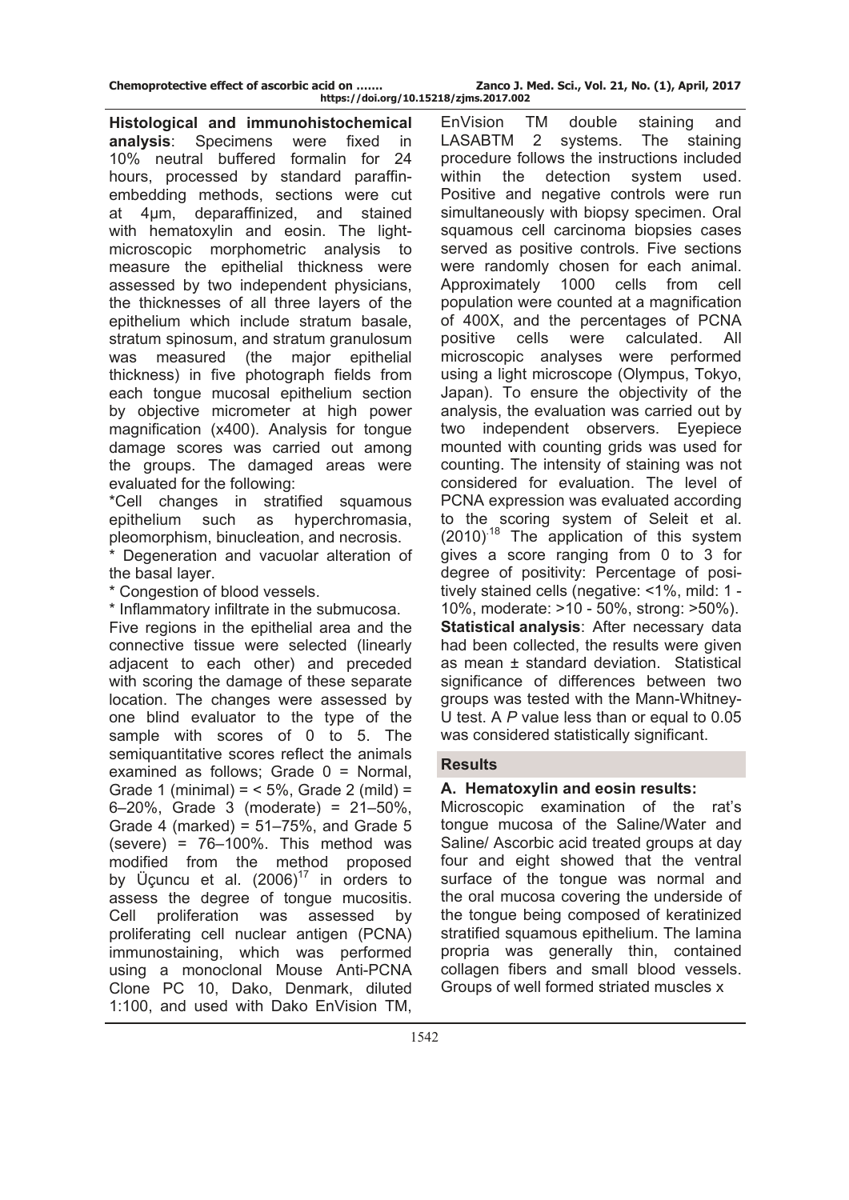**Histological and immunohistochemical analysis**: Specimens were fixed in 10% neutral buffered formalin for 24 hours, processed by standard paraffin-embedding methods, sections were cut at 4μm, deparaffinized, and stained with hematoxylin and eosin. The light-microscopic morphometric analysis to measure the epithelial thickness were assessed by two independent physicians, the thicknesses of all three layers of the epithelium which include stratum basale, stratum spinosum, and stratum granulosum was measured (the major epithelial thickness) in five photograph fields from each tongue mucosal epithelium section by objective micrometer at high power magnification (x400). Analysis for tongue damage scores was carried out among the groups. The damaged areas were evaluated for the following:

*Cell changes in stratified squamous epithelium such as hyperchromasia, pleomorphism, binucleation, and necrosis.

* Degeneration and vacuolar alteration of the basal layer.

* Congestion of blood vessels.

* Inflammatory infiltrate in the submucosa.

Five regions in the epithelial area and the connective tissue were selected (linearly adjacent to each other) and preceded with scoring the damage of these separate location. The changes were assessed by one blind evaluator to the type of the sample with scores of 0 to 5. The semiquantitative scores reflect the animals examined as follows; Grade 0 = Normal, Grade 1 (minimal) = < 5%, Grade 2 (mild) = 6–20%, Grade 3 (moderate) = 21–50%, Grade 4 (marked) = 51–75%, and Grade 5 (severe) = 76–100%. This method was modified from the method proposed by Üçuncu et al. (2006)[17] in orders to assess the degree of tongue mucositis. Cell proliferation was assessed by proliferating cell nuclear antigen (PCNA) immunostaining, which was performed using a monoclonal Mouse Anti-PCNA Clone PC 10, Dako, Denmark, diluted 1:100, and used with Dako EnVision TM, EnVision TM double staining and LASABTM 2 systems. The staining procedure follows the instructions included within the detection system used. Positive and negative controls were run simultaneously with biopsy specimen. Oral squamous cell carcinoma biopsies cases served as positive controls. Five sections were randomly chosen for each animal. Approximately 1000 cells from cell population were counted at a magnification of 400X, and the percentages of PCNA positive cells were calculated. All microscopic analyses were performed using a light microscope (Olympus, Tokyo, Japan). To ensure the objectivity of the analysis, the evaluation was carried out by two independent observers. Eyepiece mounted with counting grids was used for counting. The intensity of staining was not considered for evaluation. The level of PCNA expression was evaluated according to the scoring system of Seleit et al. (2010)[18] The application of this system gives a score ranging from 0 to 3 for degree of positivity: Percentage of positively stained cells (negative: <1%, mild: 1 - 10%, moderate: >10 - 50%, strong: >50%).

**Statistical analysis**: After necessary data had been collected, the results were given as mean ± standard deviation. Statistical significance of differences between two groups was tested with the Mann-Whitney-U test. A $P$ value less than or equal to 0.05 was considered statistically significant.

## Results

### A. Hematoxylin and eosin results:

Microscopic examination of the rat's tongue mucosa of the Saline/Water and Saline/ Ascorbic acid treated groups at day four and eight showed that the ventral surface of the tongue was normal and the oral mucosa covering the underside of the tongue being composed of keratinized stratified squamous epithelium. The lamina propria was generally thin, contained collagen fibers and small blood vessels. Groups of well formed striated muscles x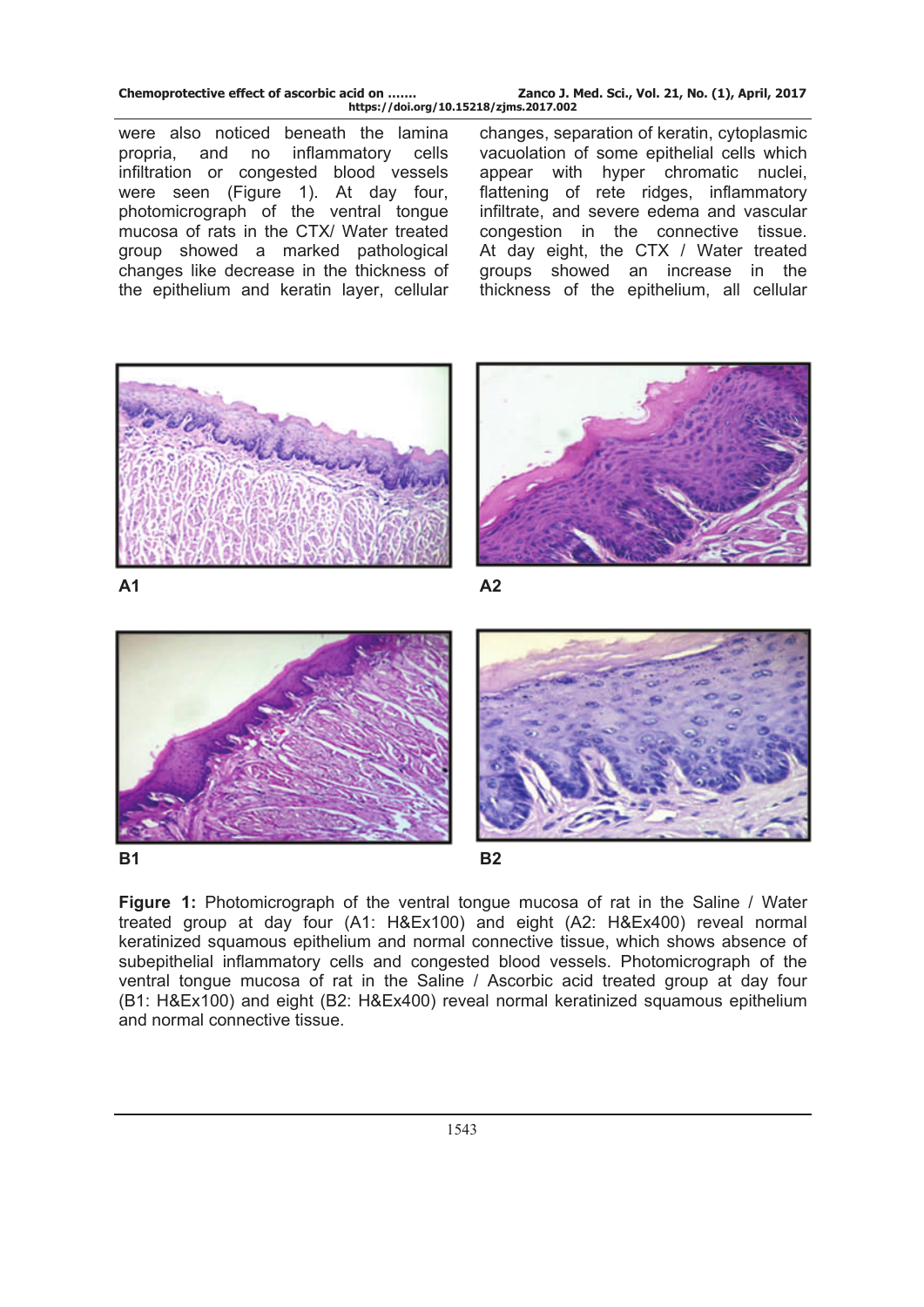were also noticed beneath the lamina propria, and no inflammatory cells infiltration or congested blood vessels were seen (Figure 1). At day four, photomicrograph of the ventral tongue mucosa of rats in the CTX/ Water treated group showed a marked pathological changes like decrease in the thickness of the epithelium and keratin layer, cellular changes, separation of keratin, cytoplasmic vacuolation of some epithelial cells which appear with hyper chromatic nuclei, flattening of rete ridges, inflammatory infiltrate, and severe edema and vascular congestion in the connective tissue. At day eight, the CTX / Water treated groups showed an increase in the thickness of the epithelium, all cellular

A1

A2

B1

B2

**Figure 1:** Photomicrograph of the ventral tongue mucosa of rat in the Saline / Water treated group at day four (A1: H&Ex100) and eight (A2: H&Ex400) reveal normal keratinized squamous epithelium and normal connective tissue, which shows absence of subepithelial inflammatory cells and congested blood vessels. Photomicrograph of the ventral tongue mucosa of rat in the Saline / Ascorbic acid treated group at day four (B1: H&Ex100) and eight (B2: H&Ex400) reveal normal keratinized squamous epithelium and normal connective tissue.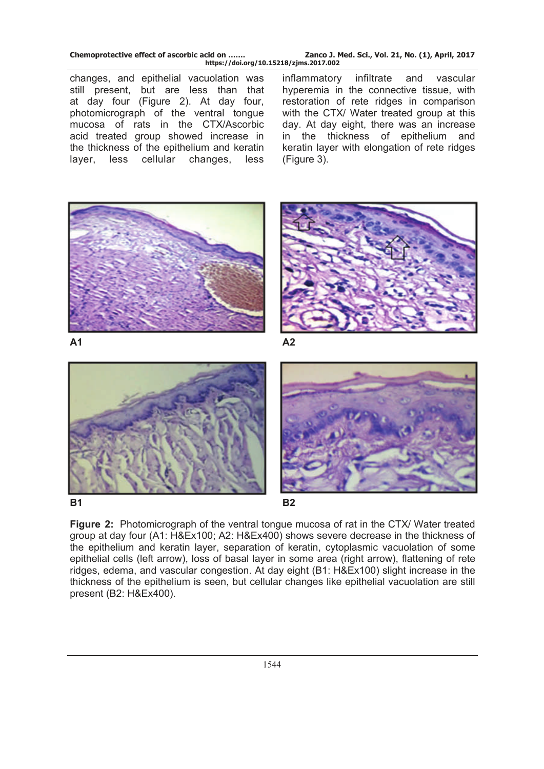changes, and epithelial vacuolation was still present, but are less than that at day four (Figure 2). At day four, photomicrograph of the ventral tongue mucosa of rats in the CTX/Ascorbic acid treated group showed increase in the thickness of the epithelium and keratin layer, less cellular changes, less inflammatory infiltrate and vascular hyperemia in the connective tissue, with restoration of rete ridges in comparison with the CTX/ Water treated group at this day. At day eight, there was an increase in the thickness of epithelium and keratin layer with elongation of rete ridges (Figure 3).

A1

A2

B1

B2

**Figure 2:** Photomicrograph of the ventral tongue mucosa of rat in the CTX/ Water treated group at day four (A1: H&Ex100; A2: H&Ex400) shows severe decrease in the thickness of the epithelium and keratin layer, separation of keratin, cytoplasmic vacuolation of some epithelial cells (left arrow), loss of basal layer in some area (right arrow), flattening of rete ridges, edema, and vascular congestion. At day eight (B1: H&Ex100) slight increase in the thickness of the epithelium is seen, but cellular changes like epithelial vacuolation are still present (B2: H&Ex400).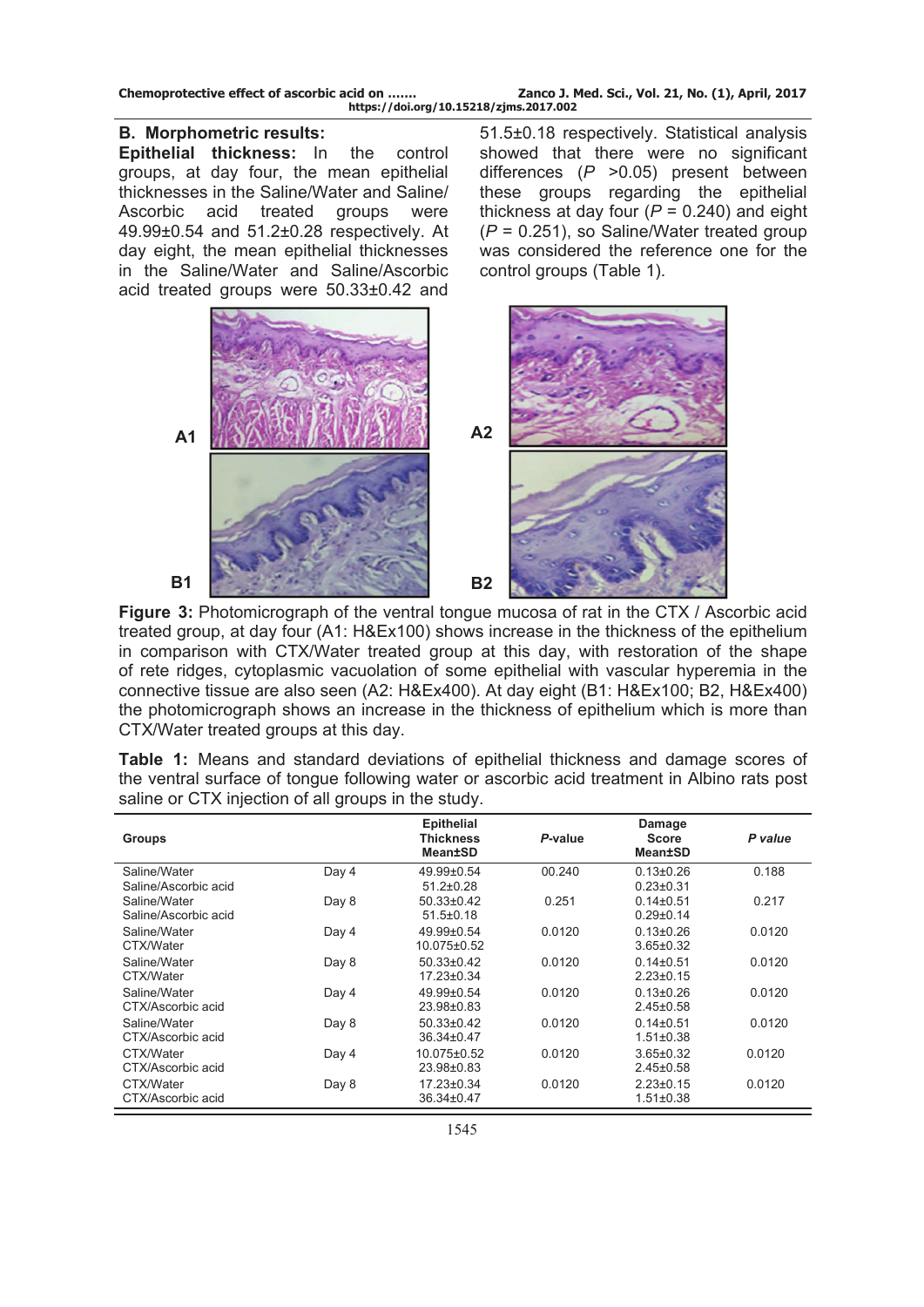### B. Morphometric results:

**Epithelial thickness:** In the control groups, at day four, the mean epithelial thicknesses in the Saline/Water and Saline/Ascorbic acid treated groups were 49.99±0.54 and 51.2±0.28 respectively. At day eight, the mean epithelial thicknesses in the Saline/Water and Saline/Ascorbic acid treated groups were 50.33±0.42 and 51.5±0.18 respectively. Statistical analysis showed that there were no significant differences ($P$ >0.05) present between these groups regarding the epithelial thickness at day four ($P$ = 0.240) and eight ($P$ = 0.251), so Saline/Water treated group was considered the reference one for the control groups (Table 1).

**Figure 3:** Photomicrograph of the ventral tongue mucosa of rat in the CTX / Ascorbic acid treated group, at day four (A1: H&Ex100) shows increase in the thickness of the epithelium in comparison with CTX/Water treated group at this day, with restoration of the shape of rete ridges, cytoplasmic vacuolation of some epithelial with vascular hyperemia in the connective tissue are also seen (A2: H&Ex400). At day eight (B1: H&Ex100; B2, H&Ex400) the photomicrograph shows an increase in the thickness of epithelium which is more than CTX/Water treated groups at this day.

**Table 1:** Means and standard deviations of epithelial thickness and damage scores of the ventral surface of tongue following water or ascorbic acid treatment in Albino rats post saline or CTX injection of all groups in the study.

| Groups | | Epithelial Thickness Mean±SD | *P*-value | Damage Score Mean±SD | *P value* |
|---|---|---|---|---|---|
| Saline/Water<br>Saline/Ascorbic acid | Day 4 | 49.99±0.54<br>51.2±0.28 | 00.240 | 0.13±0.26<br>0.23±0.31 | 0.188 |
| Saline/Water<br>Saline/Ascorbic acid | Day 8 | 50.33±0.42<br>51.5±0.18 | 0.251 | 0.14±0.51<br>0.29±0.14 | 0.217 |
| Saline/Water<br>CTX/Water | Day 4 | 49.99±0.54<br>10.075±0.52 | 0.0120 | 0.13±0.26<br>3.65±0.32 | 0.0120 |
| Saline/Water<br>CTX/Water | Day 8 | 50.33±0.42<br>17.23±0.34 | 0.0120 | 0.14±0.51<br>2.23±0.15 | 0.0120 |
| Saline/Water<br>CTX/Ascorbic acid | Day 4 | 49.99±0.54<br>23.98±0.83 | 0.0120 | 0.13±0.26<br>2.45±0.58 | 0.0120 |
| Saline/Water<br>CTX/Ascorbic acid | Day 8 | 50.33±0.42<br>36.34±0.47 | 0.0120 | 0.14±0.51<br>1.51±0.38 | 0.0120 |
| CTX/Water<br>CTX/Ascorbic acid | Day 4 | 10.075±0.52<br>23.98±0.83 | 0.0120 | 3.65±0.32<br>2.45±0.58 | 0.0120 |
| CTX/Water<br>CTX/Ascorbic acid | Day 8 | 17.23±0.34<br>36.34±0.47 | 0.0120 | 2.23±0.15<br>1.51±0.38 | 0.0120 |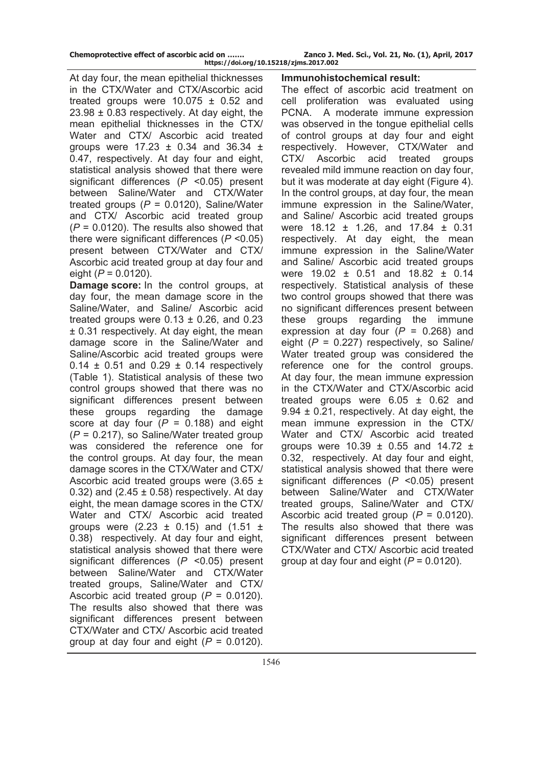At day four, the mean epithelial thicknesses in the CTX/Water and CTX/Ascorbic acid treated groups were 10.075 ± 0.52 and 23.98 ± 0.83 respectively. At day eight, the mean epithelial thicknesses in the CTX/ Water and CTX/ Ascorbic acid treated groups were 17.23 ± 0.34 and 36.34 ± 0.47, respectively. At day four and eight, statistical analysis showed that there were significant differences ($P$ <0.05) present between Saline/Water and CTX/Water treated groups ($P$ = 0.0120), Saline/Water and CTX/ Ascorbic acid treated group ($P$ = 0.0120). The results also showed that there were significant differences ($P$ <0.05) present between CTX/Water and CTX/ Ascorbic acid treated group at day four and eight ($P$ = 0.0120).

**Damage score:** In the control groups, at day four, the mean damage score in the Saline/Water, and Saline/ Ascorbic acid treated groups were 0.13 ± 0.26, and 0.23 ± 0.31 respectively. At day eight, the mean damage score in the Saline/Water and Saline/Ascorbic acid treated groups were 0.14 ± 0.51 and 0.29 ± 0.14 respectively (Table 1). Statistical analysis of these two control groups showed that there was no significant differences present between these groups regarding the damage score at day four ($P$ = 0.188) and eight ($P$ = 0.217), so Saline/Water treated group was considered the reference one for the control groups. At day four, the mean damage scores in the CTX/Water and CTX/ Ascorbic acid treated groups were (3.65 ± 0.32) and (2.45 ± 0.58) respectively. At day eight, the mean damage scores in the CTX/ Water and CTX/ Ascorbic acid treated groups were (2.23 ± 0.15) and (1.51 ± 0.38) respectively. At day four and eight, statistical analysis showed that there were significant differences ($P$ <0.05) present between Saline/Water and CTX/Water treated groups, Saline/Water and CTX/ Ascorbic acid treated group ($P$ = 0.0120). The results also showed that there was significant differences present between CTX/Water and CTX/ Ascorbic acid treated group at day four and eight ($P$ = 0.0120).

**Immunohistochemical result:**

The effect of ascorbic acid treatment on cell proliferation was evaluated using PCNA. A moderate immune expression was observed in the tongue epithelial cells of control groups at day four and eight respectively. However, CTX/Water and CTX/ Ascorbic acid treated groups revealed mild immune reaction on day four, but it was moderate at day eight (Figure 4). In the control groups, at day four, the mean immune expression in the Saline/Water, and Saline/ Ascorbic acid treated groups were 18.12 ± 1.26, and 17.84 ± 0.31 respectively. At day eight, the mean immune expression in the Saline/Water and Saline/ Ascorbic acid treated groups were 19.02 ± 0.51 and 18.82 ± 0.14 respectively. Statistical analysis of these two control groups showed that there was no significant differences present between these groups regarding the immune expression at day four ($P$ = 0.268) and eight ($P$ = 0.227) respectively, so Saline/ Water treated group was considered the reference one for the control groups. At day four, the mean immune expression in the CTX/Water and CTX/Ascorbic acid treated groups were 6.05 ± 0.62 and 9.94 ± 0.21, respectively. At day eight, the mean immune expression in the CTX/ Water and CTX/ Ascorbic acid treated groups were 10.39 ± 0.55 and 14.72 ± 0.32, respectively. At day four and eight, statistical analysis showed that there were significant differences ($P$ <0.05) present between Saline/Water and CTX/Water treated groups, Saline/Water and CTX/ Ascorbic acid treated group ($P$ = 0.0120). The results also showed that there was significant differences present between CTX/Water and CTX/ Ascorbic acid treated group at day four and eight ($P$ = 0.0120).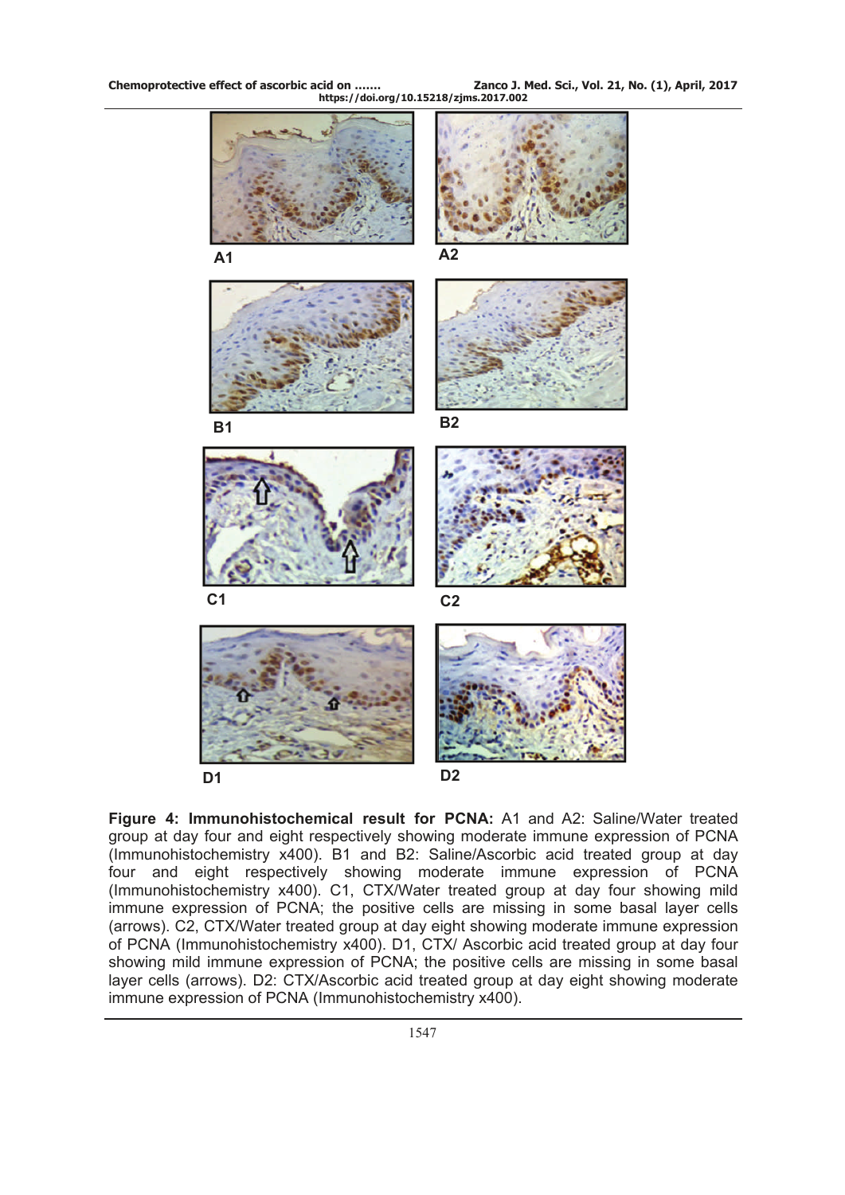A1

A2

B1

B2

C1

C2

D1

D2

**Figure 4: Immunohistochemical result for PCNA:** A1 and A2: Saline/Water treated group at day four and eight respectively showing moderate immune expression of PCNA (Immunohistochemistry x400). B1 and B2: Saline/Ascorbic acid treated group at day four and eight respectively showing moderate immune expression of PCNA (Immunohistochemistry x400). C1, CTX/Water treated group at day four showing mild immune expression of PCNA; the positive cells are missing in some basal layer cells (arrows). C2, CTX/Water treated group at day eight showing moderate immune expression of PCNA (Immunohistochemistry x400). D1, CTX/ Ascorbic acid treated group at day four showing mild immune expression of PCNA; the positive cells are missing in some basal layer cells (arrows). D2: CTX/Ascorbic acid treated group at day eight showing moderate immune expression of PCNA (Immunohistochemistry x400).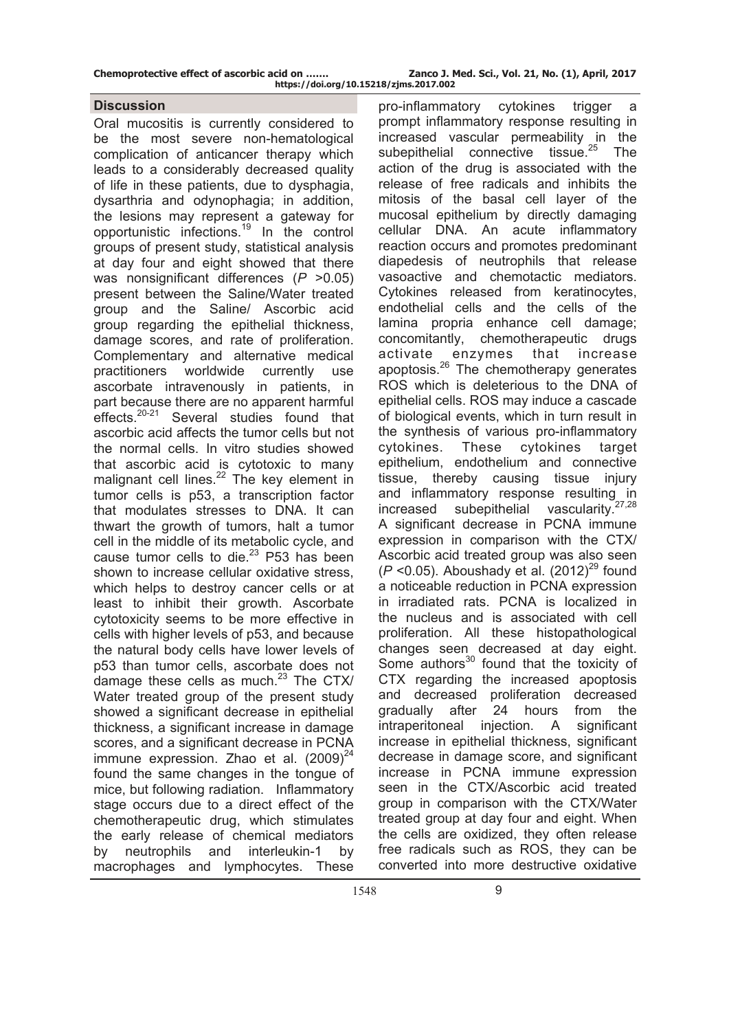## Discussion

Oral mucositis is currently considered to be the most severe non-hematological complication of anticancer therapy which leads to a considerably decreased quality of life in these patients, due to dysphagia, dysarthria and odynophagia; in addition, the lesions may represent a gateway for opportunistic infections.[19] In the control groups of present study, statistical analysis at day four and eight showed that there was nonsignificant differences ($P$ >0.05) present between the Saline/Water treated group and the Saline/ Ascorbic acid group regarding the epithelial thickness, damage scores, and rate of proliferation. Complementary and alternative medical practitioners worldwide currently use ascorbate intravenously in patients, in part because there are no apparent harmful effects.[20-21] Several studies found that ascorbic acid affects the tumor cells but not the normal cells. In vitro studies showed that ascorbic acid is cytotoxic to many malignant cell lines.[22] The key element in tumor cells is p53, a transcription factor that modulates stresses to DNA. It can thwart the growth of tumors, halt a tumor cell in the middle of its metabolic cycle, and cause tumor cells to die.[23] P53 has been shown to increase cellular oxidative stress, which helps to destroy cancer cells or at least to inhibit their growth. Ascorbate cytotoxicity seems to be more effective in cells with higher levels of p53, and because the natural body cells have lower levels of p53 than tumor cells, ascorbate does not damage these cells as much.[23] The CTX/ Water treated group of the present study showed a significant decrease in epithelial thickness, a significant increase in damage scores, and a significant decrease in PCNA immune expression. Zhao et al. (2009)[24] found the same changes in the tongue of mice, but following radiation. Inflammatory stage occurs due to a direct effect of the chemotherapeutic drug, which stimulates the early release of chemical mediators by neutrophils and interleukin-1 by macrophages and lymphocytes. These pro-inflammatory cytokines trigger a prompt inflammatory response resulting in increased vascular permeability in the subepithelial connective tissue.[25] The action of the drug is associated with the release of free radicals and inhibits the mitosis of the basal cell layer of the mucosal epithelium by directly damaging cellular DNA. An acute inflammatory reaction occurs and promotes predominant diapedesis of neutrophils that release vasoactive and chemotactic mediators. Cytokines released from keratinocytes, endothelial cells and the cells of the lamina propria enhance cell damage; concomitantly, chemotherapeutic drugs activate enzymes that increase apoptosis.[26] The chemotherapy generates ROS which is deleterious to the DNA of epithelial cells. ROS may induce a cascade of biological events, which in turn result in the synthesis of various pro-inflammatory cytokines. These cytokines target epithelium, endothelium and connective tissue, thereby causing tissue injury and inflammatory response resulting in increased subepithelial vascularity.[27,28] A significant decrease in PCNA immune expression in comparison with the CTX/ Ascorbic acid treated group was also seen ($P$ <0.05). Aboushady et al. (2012)[29] found a noticeable reduction in PCNA expression in irradiated rats. PCNA is localized in the nucleus and is associated with cell proliferation. All these histopathological changes seen decreased at day eight. Some authors[30] found that the toxicity of CTX regarding the increased apoptosis and decreased proliferation decreased gradually after 24 hours from the intraperitoneal injection. A significant increase in epithelial thickness, significant decrease in damage score, and significant increase in PCNA immune expression seen in the CTX/Ascorbic acid treated group in comparison with the CTX/Water treated group at day four and eight. When the cells are oxidized, they often release free radicals such as ROS, they can be converted into more destructive oxidative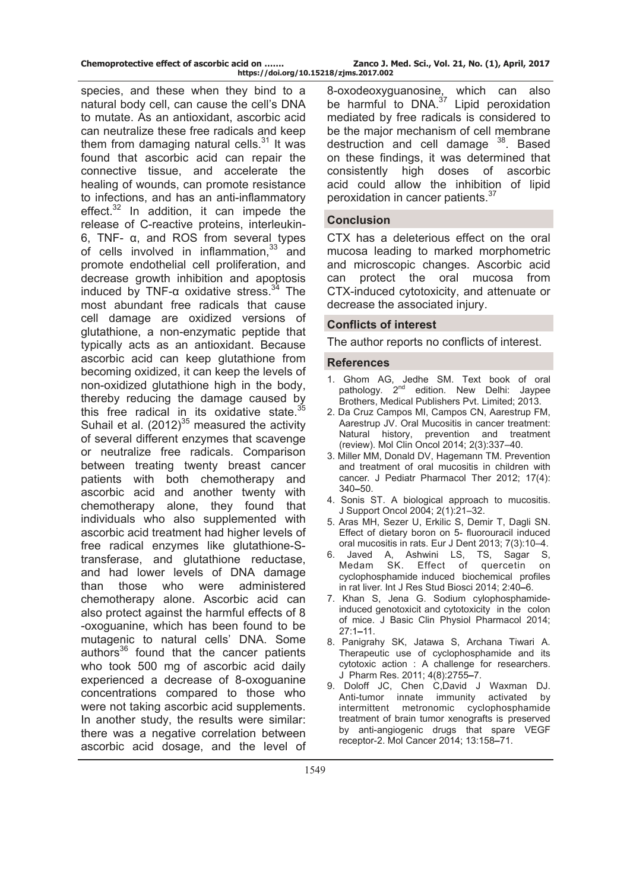species, and these when they bind to a natural body cell, can cause the cell's DNA to mutate. As an antioxidant, ascorbic acid can neutralize these free radicals and keep them from damaging natural cells.[31] It was found that ascorbic acid can repair the connective tissue, and accelerate the healing of wounds, can promote resistance to infections, and has an anti-inflammatory effect.[32] In addition, it can impede the release of C-reactive proteins, interleukin-6, TNF- α, and ROS from several types of cells involved in inflammation,[33] and promote endothelial cell proliferation, and decrease growth inhibition and apoptosis induced by TNF-α oxidative stress.[34] The most abundant free radicals that cause cell damage are oxidized versions of glutathione, a non-enzymatic peptide that typically acts as an antioxidant. Because ascorbic acid can keep glutathione from becoming oxidized, it can keep the levels of non-oxidized glutathione high in the body, thereby reducing the damage caused by this free radical in its oxidative state.[35] Suhail et al. (2012)[35] measured the activity of several different enzymes that scavenge or neutralize free radicals. Comparison between treating twenty breast cancer patients with both chemotherapy and ascorbic acid and another twenty with chemotherapy alone, they found that individuals who also supplemented with ascorbic acid treatment had higher levels of free radical enzymes like glutathione-S-transferase, and glutathione reductase, and had lower levels of DNA damage than those who were administered chemotherapy alone. Ascorbic acid can also protect against the harmful effects of 8 -oxoguanine, which has been found to be mutagenic to natural cells' DNA. Some authors[36] found that the cancer patients who took 500 mg of ascorbic acid daily experienced a decrease of 8-oxoguanine concentrations compared to those who were not taking ascorbic acid supplements. In another study, the results were similar: there was a negative correlation between ascorbic acid dosage, and the level of 8-oxodeoxyguanosine, which can also be harmful to DNA.[37] Lipid peroxidation mediated by free radicals is considered to be the major mechanism of cell membrane destruction and cell damage [38]. Based on these findings, it was determined that consistently high doses of ascorbic acid could allow the inhibition of lipid peroxidation in cancer patients.[37]

## Conclusion

CTX has a deleterious effect on the oral mucosa leading to marked morphometric and microscopic changes. Ascorbic acid can protect the oral mucosa from CTX-induced cytotoxicity, and attenuate or decrease the associated injury.

## Conflicts of interest

The author reports no conflicts of interest.

## References

1. Ghom AG, Jedhe SM. Text book of oral pathology. 2nd edition. New Delhi: Jaypee Brothers, Medical Publishers Pvt. Limited; 2013.
2. Da Cruz Campos MI, Campos CN, Aarestrup FM, Aarestrup JV. Oral Mucositis in cancer treatment: Natural history, prevention and treatment (review). Mol Clin Oncol 2014; 2(3):337–40.
3. Miller MM, Donald DV, Hagemann TM. Prevention and treatment of oral mucositis in children with cancer. J Pediatr Pharmacol Ther 2012; 17(4): 340–50.
4. Sonis ST. A biological approach to mucositis. J Support Oncol 2004; 2(1):21–32.
5. Aras MH, Sezer U, Erkilic S, Demir T, Dagli SN. Effect of dietary boron on 5- fluorouracil induced oral mucositis in rats. Eur J Dent 2013; 7(3):10–4.
6. Javed A, Ashwini LS, TS, Sagar S, Medam SK. Effect of quercetin on cyclophosphamide induced biochemical profiles in rat liver. Int J Res Stud Biosci 2014; 2:40–6.
7. Khan S, Jena G. Sodium cylophosphamide-induced genotoxicit and cytotoxicity in the colon of mice. J Basic Clin Physiol Pharmacol 2014; 27:1–11.
8. Panigrahy SK, Jatawa S, Archana Tiwari A. Therapeutic use of cyclophosphamide and its cytotoxic action : A challenge for researchers. J Pharm Res. 2011; 4(8):2755–7.
9. Doloff JC, Chen C,David J Waxman DJ. Anti-tumor innate immunity activated by intermittent metronomic cyclophosphamide treatment of brain tumor xenografts is preserved by anti-angiogenic drugs that spare VEGF receptor-2. Mol Cancer 2014; 13:158–71.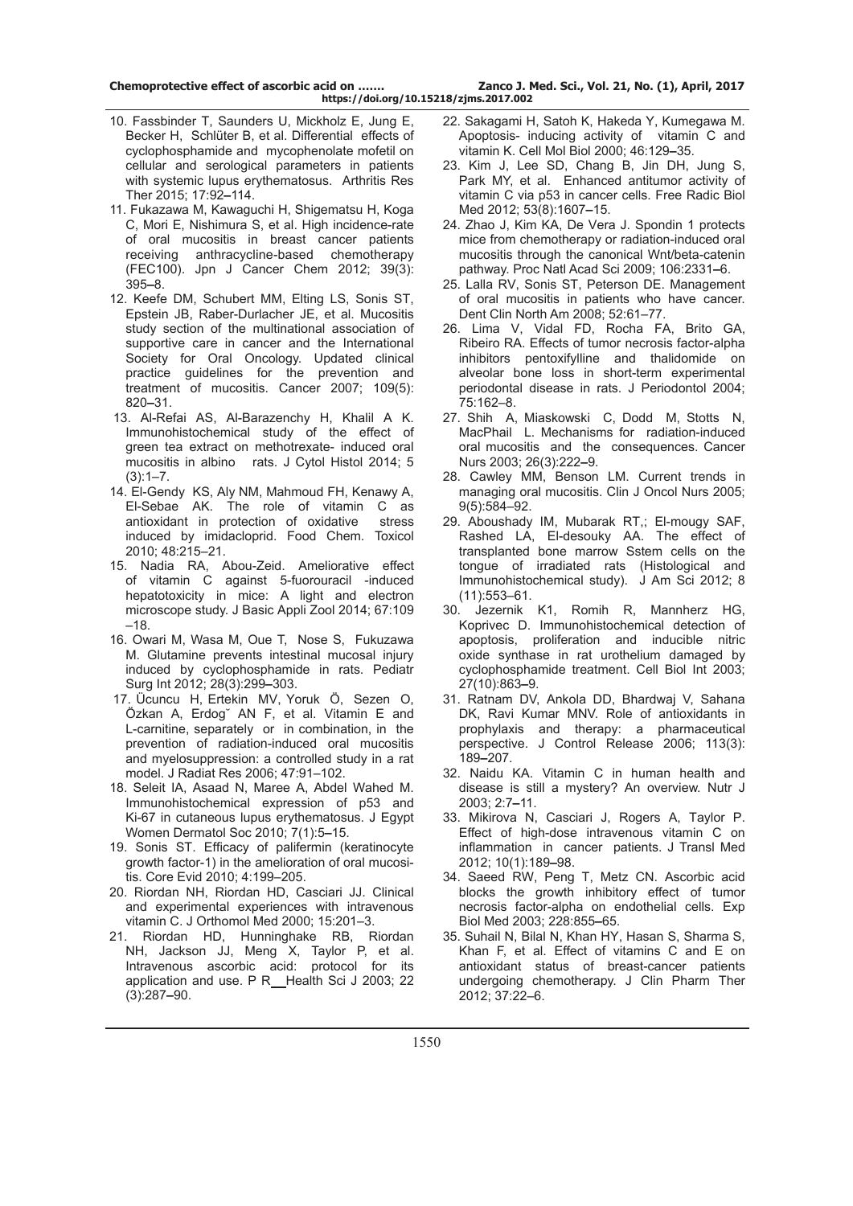10. Fassbinder T, Saunders U, Mickholz E, Jung E, Becker H, Schlüter B, et al. Differential effects of cyclophosphamide and mycophenolate mofetil on cellular and serological parameters in patients with systemic lupus erythematosus. Arthritis Res Ther 2015; 17:92–114.
11. Fukazawa M, Kawaguchi H, Shigematsu H, Koga C, Mori E, Nishimura S, et al. High incidence-rate of oral mucositis in breast cancer patients receiving anthracycline-based chemotherapy (FEC100). Jpn J Cancer Chem 2012; 39(3): 395–8.
12. Keefe DM, Schubert MM, Elting LS, Sonis ST, Epstein JB, Raber-Durlacher JE, et al. Mucositis study section of the multinational association of supportive care in cancer and the International Society for Oral Oncology. Updated clinical practice guidelines for the prevention and treatment of mucositis. Cancer 2007; 109(5): 820–31.
13. Al-Refai AS, Al-Barazenchy H, Khalil A K. Immunohistochemical study of the effect of green tea extract on methotrexate- induced oral mucositis in albino rats. J Cytol Histol 2014; 5 (3):1–7.
14. El-Gendy KS, Aly NM, Mahmoud FH, Kenawy A, El-Sebae AK. The role of vitamin C as antioxidant in protection of oxidative stress induced by imidacloprid. Food Chem. Toxicol 2010; 48:215–21.
15. Nadia RA, Abou-Zeid. Ameliorative effect of vitamin C against 5-fuorouracil -induced hepatotoxicity in mice: A light and electron microscope study. J Basic Appli Zool 2014; 67:109 –18.
16. Owari M, Wasa M, Oue T, Nose S, Fukuzawa M. Glutamine prevents intestinal mucosal injury induced by cyclophosphamide in rats. Pediatr Surg Int 2012; 28(3):299–303.
17. Ücuncu H, Ertekin MV, Yoruk Ö, Sezen O, Özkan A, Erdog˘ AN F, et al. Vitamin E and L-carnitine, separately or in combination, in the prevention of radiation-induced oral mucositis and myelosuppression: a controlled study in a rat model. J Radiat Res 2006; 47:91–102.
18. Seleit IA, Asaad N, Maree A, Abdel Wahed M. Immunohistochemical expression of p53 and Ki-67 in cutaneous lupus erythematosus. J Egypt Women Dermatol Soc 2010; 7(1):5–15.
19. Sonis ST. Efficacy of palifermin (keratinocyte growth factor-1) in the amelioration of oral mucositis. Core Evid 2010; 4:199–205.
20. Riordan NH, Riordan HD, Casciari JJ. Clinical and experimental experiences with intravenous vitamin C. J Orthomol Med 2000; 15:201–3.
21. Riordan HD, Hunninghake RB, Riordan NH, Jackson JJ, Meng X, Taylor P, et al. Intravenous ascorbic acid: protocol for its application and use. P R Health Sci J 2003; 22 (3):287–90.
22. Sakagami H, Satoh K, Hakeda Y, Kumegawa M. Apoptosis- inducing activity of vitamin C and vitamin K. Cell Mol Biol 2000; 46:129–35.
23. Kim J, Lee SD, Chang B, Jin DH, Jung S, Park MY, et al. Enhanced antitumor activity of vitamin C via p53 in cancer cells. Free Radic Biol Med 2012; 53(8):1607–15.
24. Zhao J, Kim KA, De Vera J. Spondin 1 protects mice from chemotherapy or radiation-induced oral mucositis through the canonical Wnt/beta-catenin pathway. Proc Natl Acad Sci 2009; 106:2331–6.
25. Lalla RV, Sonis ST, Peterson DE. Management of oral mucositis in patients who have cancer. Dent Clin North Am 2008; 52:61–77.
26. Lima V, Vidal FD, Rocha FA, Brito GA, Ribeiro RA. Effects of tumor necrosis factor-alpha inhibitors pentoxifylline and thalidomide on alveolar bone loss in short-term experimental periodontal disease in rats. J Periodontol 2004; 75:162–8.
27. Shih A, Miaskowski C, Dodd M, Stotts N, MacPhail L. Mechanisms for radiation-induced oral mucositis and the consequences. Cancer Nurs 2003; 26(3):222–9.
28. Cawley MM, Benson LM. Current trends in managing oral mucositis. Clin J Oncol Nurs 2005; 9(5):584–92.
29. Aboushady IM, Mubarak RT,; El-mougy SAF, Rashed LA, El-desouky AA. The effect of transplanted bone marrow Sstem cells on the tongue of irradiated rats (Histological and Immunohistochemical study). J Am Sci 2012; 8 (11):553–61.
30. Jezernik K1, Romih R, Mannherz HG, Koprivec D. Immunohistochemical detection of apoptosis, proliferation and inducible nitric oxide synthase in rat urothelium damaged by cyclophosphamide treatment. Cell Biol Int 2003; 27(10):863–9.
31. Ratnam DV, Ankola DD, Bhardwaj V, Sahana DK, Ravi Kumar MNV. Role of antioxidants in prophylaxis and therapy: a pharmaceutical perspective. J Control Release 2006; 113(3): 189–207.
32. Naidu KA. Vitamin C in human health and disease is still a mystery? An overview. Nutr J 2003; 2:7–11.
33. Mikirova N, Casciari J, Rogers A, Taylor P. Effect of high-dose intravenous vitamin C on inflammation in cancer patients. J Transl Med 2012; 10(1):189–98.
34. Saeed RW, Peng T, Metz CN. Ascorbic acid blocks the growth inhibitory effect of tumor necrosis factor-alpha on endothelial cells. Exp Biol Med 2003; 228:855–65.
35. Suhail N, Bilal N, Khan HY, Hasan S, Sharma S, Khan F, et al. Effect of vitamins C and E on antioxidant status of breast-cancer patients undergoing chemotherapy. J Clin Pharm Ther 2012; 37:22–6.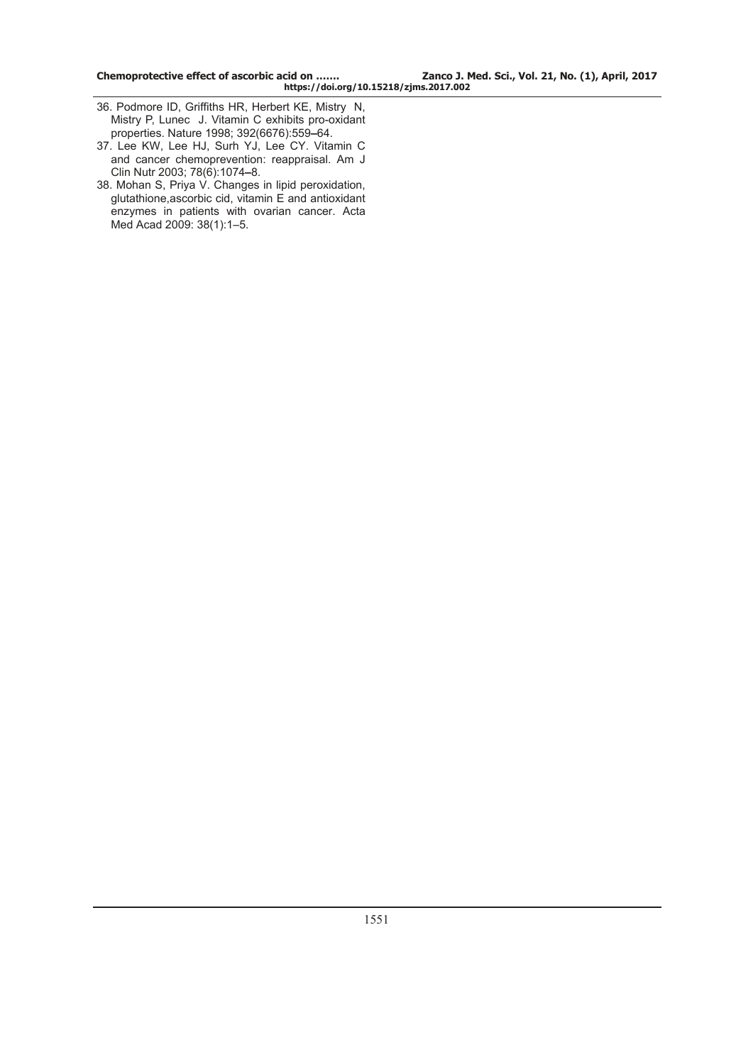36. Podmore ID, Griffiths HR, Herbert KE, Mistry N, Mistry P, Lunec J. Vitamin C exhibits pro-oxidant properties. Nature 1998; 392(6676):559–64.
37. Lee KW, Lee HJ, Surh YJ, Lee CY. Vitamin C and cancer chemoprevention: reappraisal. Am J Clin Nutr 2003; 78(6):1074–8.
38. Mohan S, Priya V. Changes in lipid peroxidation, glutathione,ascorbic cid, vitamin E and antioxidant enzymes in patients with ovarian cancer. Acta Med Acad 2009: 38(1):1–5.